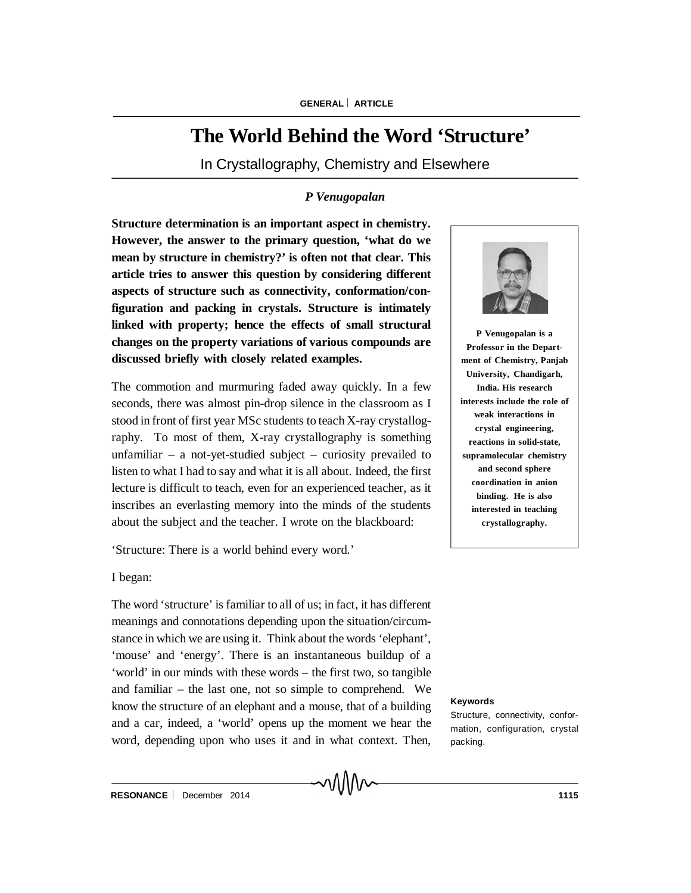# The World Behind the Word 'Structure'

In Crystallography, Chemistry and Elsewhere

*P Venugopalan*

**Structure determination is an important aspect in chemistry. However, the answer to the primary question, 'what do we mean by structure in chemistry?' is often not that clear. This article tries to answer this question by considering different aspects of structure such as connectivity, conformation/configuration and packing in crystals. Structure is intimately linked with property; hence the effects of small structural changes on the property variations of various compounds are discussed briefly with closely related examples.**

**P Venugopalan is a Professor in the Department of Chemistry, Panjab University, Chandigarh, India. His research interests include the role of weak interactions in crystal engineering, reactions in solid-state, supramolecular chemistry and second sphere coordination in anion binding. He is also interested in teaching crystallography.**

The commotion and murmuring faded away quickly. In a few seconds, there was almost pin-drop silence in the classroom as I stood in front of first year MSc students to teach X-ray crystallography. To most of them, X-ray crystallography is something unfamiliar – a not-yet-studied subject – curiosity prevailed to listen to what I had to say and what it is all about. Indeed, the first lecture is difficult to teach, even for an experienced teacher, as it inscribes an everlasting memory into the minds of the students about the subject and the teacher. I wrote on the blackboard:

'Structure: There is a world behind every word.'

I began:

The word 'structure' is familiar to all of us; in fact, it has different meanings and connotations depending upon the situation/circumstance in which we are using it. Think about the words 'elephant', 'mouse' and 'energy'. There is an instantaneous buildup of a 'world' in our minds with these words – the first two, so tangible and familiar – the last one, not so simple to comprehend. We know the structure of an elephant and a mouse, that of a building and a car, indeed, a 'world' opens up the moment we hear the word, depending upon who uses it and in what context. Then,

**Keywords**

Structure, connectivity, conformation, configuration, crystal packing.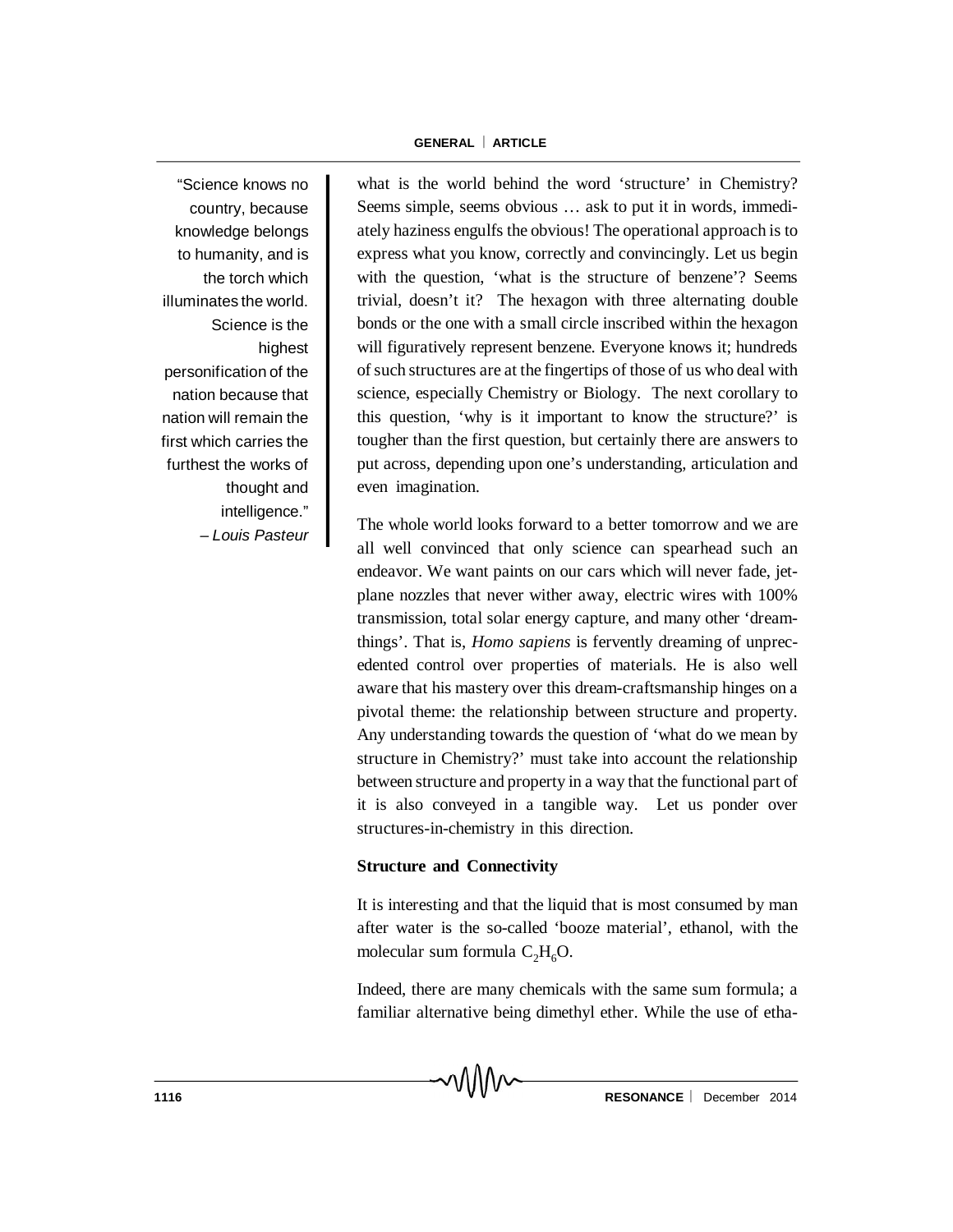> "Science knows no country, because knowledge belongs to humanity, and is the torch which illuminates the world. Science is the highest personification of the nation because that nation will remain the first which carries the furthest the works of thought and intelligence."
> – *Louis Pasteur*

what is the world behind the word 'structure' in Chemistry? Seems simple, seems obvious … ask to put it in words, immediately haziness engulfs the obvious! The operational approach is to express what you know, correctly and convincingly. Let us begin with the question, 'what is the structure of benzene'? Seems trivial, doesn't it? The hexagon with three alternating double bonds or the one with a small circle inscribed within the hexagon will figuratively represent benzene. Everyone knows it; hundreds of such structures are at the fingertips of those of us who deal with science, especially Chemistry or Biology. The next corollary to this question, 'why is it important to know the structure?' is tougher than the first question, but certainly there are answers to put across, depending upon one's understanding, articulation and even imagination.

The whole world looks forward to a better tomorrow and we are all well convinced that only science can spearhead such an endeavor. We want paints on our cars which will never fade, jet-plane nozzles that never wither away, electric wires with 100% transmission, total solar energy capture, and many other 'dream-things'. That is, *Homo sapiens* is fervently dreaming of unprecedented control over properties of materials. He is also well aware that his mastery over this dream-craftsmanship hinges on a pivotal theme: the relationship between structure and property. Any understanding towards the question of 'what do we mean by structure in Chemistry?' must take into account the relationship between structure and property in a way that the functional part of it is also conveyed in a tangible way. Let us ponder over structures-in-chemistry in this direction.

**Structure and Connectivity**

It is interesting and that the liquid that is most consumed by man after water is the so-called 'booze material', ethanol, with the molecular sum formula $C_2H_6O$.

Indeed, there are many chemicals with the same sum formula; a familiar alternative being dimethyl ether. While the use of etha-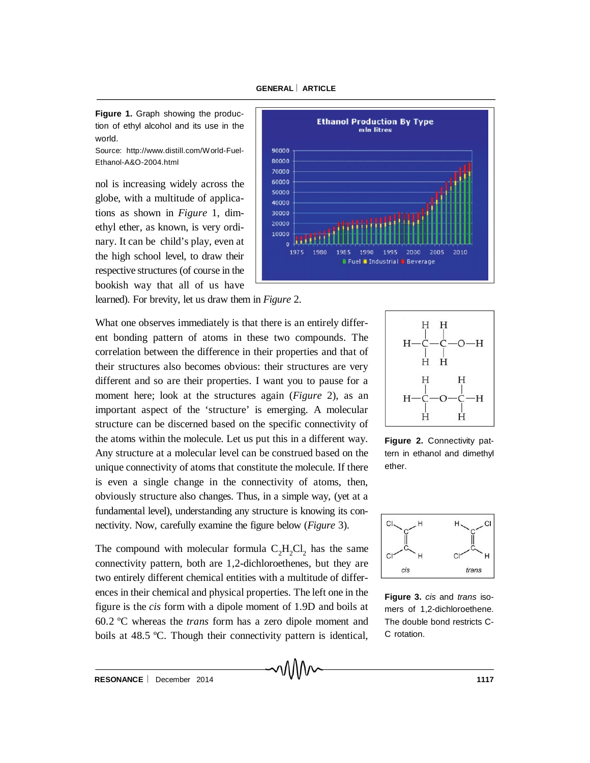**Figure 1.** Graph showing the production of ethyl alcohol and its use in the world.

Source: http://www.distill.com/World-Fuel-Ethanol-A&O-2004.html

nol is increasing widely across the globe, with a multitude of applications as shown in *Figure* 1, dimethyl ether, as known, is very ordinary. It can be child's play, even at the high school level, to draw their respective structures (of course in the bookish way that all of us have learned). For brevity, let us draw them in *Figure* 2.

What one observes immediately is that there is an entirely different bonding pattern of atoms in these two compounds. The correlation between the difference in their properties and that of their structures also becomes obvious: their structures are very different and so are their properties. I want you to pause for a moment here; look at the structures again (*Figure* 2), as an important aspect of the 'structure' is emerging. A molecular structure can be discerned based on the specific connectivity of the atoms within the molecule. Let us put this in a different way. Any structure at a molecular level can be construed based on the unique connectivity of atoms that constitute the molecule. If there is even a single change in the connectivity of atoms, then, obviously structure also changes. Thus, in a simple way, (yet at a fundamental level), understanding any structure is knowing its connectivity. Now, carefully examine the figure below (*Figure* 3).

**Figure 2.** Connectivity pattern in ethanol and dimethyl ether.

The compound with molecular formula $C_2H_2Cl_2$ has the same connectivity pattern, both are 1,2-dichloroethenes, but they are two entirely different chemical entities with a multitude of differences in their chemical and physical properties. The left one in the figure is the *cis* form with a dipole moment of 1.9D and boils at 60.2 ºC whereas the *trans* form has a zero dipole moment and boils at 48.5 ºC. Though their connectivity pattern is identical,

**Figure 3.** *cis* and *trans* isomers of 1,2-dichloroethene. The double bond restricts C-C rotation.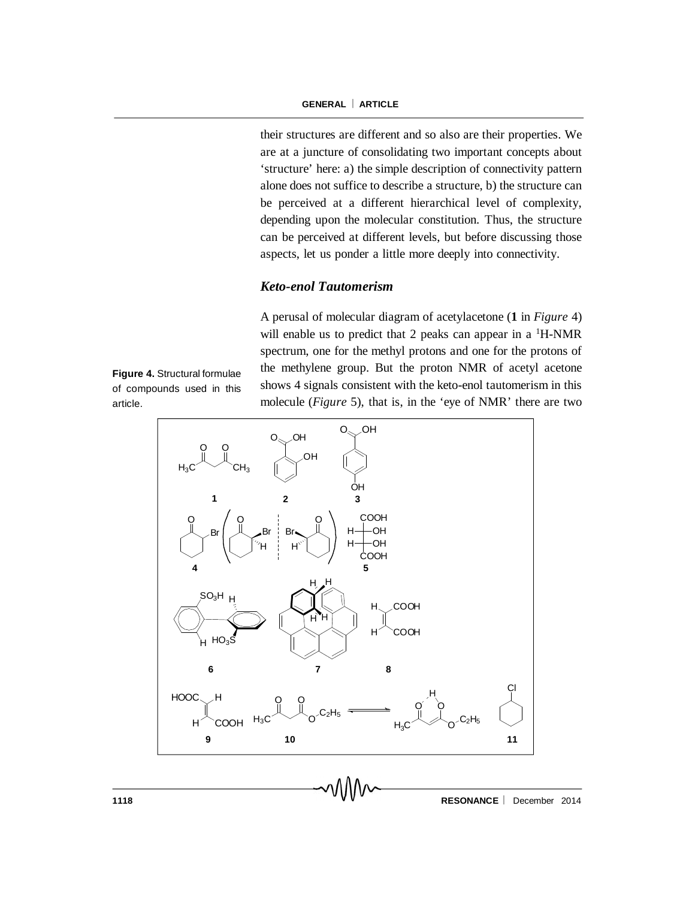their structures are different and so also are their properties. We are at a juncture of consolidating two important concepts about 'structure' here: a) the simple description of connectivity pattern alone does not suffice to describe a structure, b) the structure can be perceived at a different hierarchical level of complexity, depending upon the molecular constitution. Thus, the structure can be perceived at different levels, but before discussing those aspects, let us ponder a little more deeply into connectivity.

### *Keto-enol Tautomerism*

A perusal of molecular diagram of acetylacetone (**1** in *Figure* 4) will enable us to predict that 2 peaks can appear in a $^1$H-NMR spectrum, one for the methyl protons and one for the protons of the methylene group. But the proton NMR of acetyl acetone shows 4 signals consistent with the keto-enol tautomerism in this molecule (*Figure* 5), that is, in the 'eye of NMR' there are two

**Figure 4.** Structural formulae of compounds used in this article.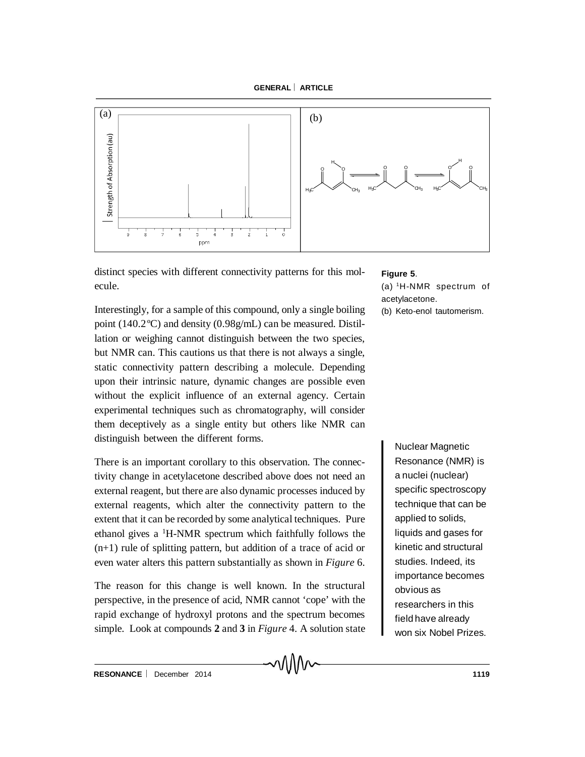**Figure 5**.
(a) $^1$H-NMR spectrum of acetylacetone.
(b) Keto-enol tautomerism.

distinct species with different connectivity patterns for this molecule.

Interestingly, for a sample of this compound, only a single boiling point (140.2ºC) and density (0.98g/mL) can be measured. Distillation or weighing cannot distinguish between the two species, but NMR can. This cautions us that there is not always a single, static connectivity pattern describing a molecule. Depending upon their intrinsic nature, dynamic changes are possible even without the explicit influence of an external agency. Certain experimental techniques such as chromatography, will consider them deceptively as a single entity but others like NMR can distinguish between the different forms.

Nuclear Magnetic Resonance (NMR) is a nuclei (nuclear) specific spectroscopy technique that can be applied to solids, liquids and gases for kinetic and structural studies. Indeed, its importance becomes obvious as researchers in this field have already won six Nobel Prizes.

There is an important corollary to this observation. The connectivity change in acetylacetone described above does not need an external reagent, but there are also dynamic processes induced by external reagents, which alter the connectivity pattern to the extent that it can be recorded by some analytical techniques. Pure ethanol gives a $^1$H-NMR spectrum which faithfully follows the (n+1) rule of splitting pattern, but addition of a trace of acid or even water alters this pattern substantially as shown in *Figure* 6.

The reason for this change is well known. In the structural perspective, in the presence of acid, NMR cannot 'cope' with the rapid exchange of hydroxyl protons and the spectrum becomes simple. Look at compounds **2** and **3** in *Figure* 4. A solution state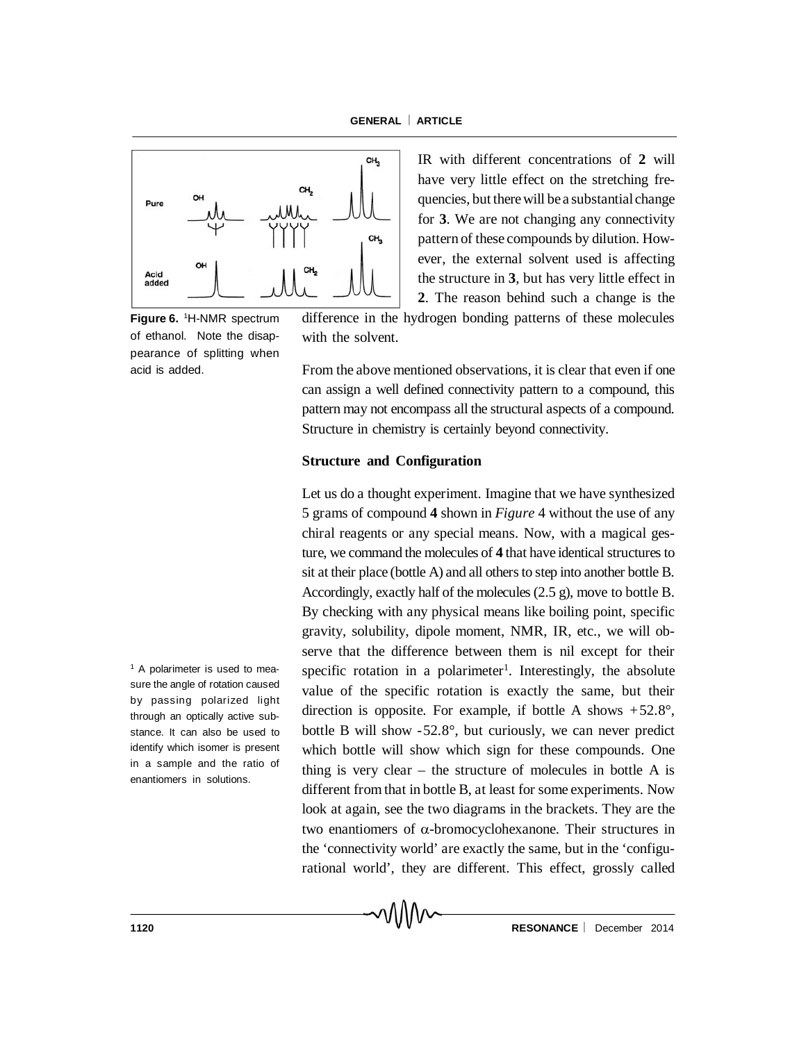IR with different concentrations of **2** will have very little effect on the stretching frequencies, but there will be a substantial change for **3**. We are not changing any connectivity pattern of these compounds by dilution. However, the external solvent used is affecting the structure in **3**, but has very little effect in **2**. The reason behind such a change is the difference in the hydrogen bonding patterns of these molecules with the solvent.

**Figure 6.** [1]H-NMR spectrum of ethanol. Note the disappearance of splitting when acid is added.

From the above mentioned observations, it is clear that even if one can assign a well defined connectivity pattern to a compound, this pattern may not encompass all the structural aspects of a compound. Structure in chemistry is certainly beyond connectivity.

## Structure and Configuration

Let us do a thought experiment. Imagine that we have synthesized 5 grams of compound **4** shown in *Figure* 4 without the use of any chiral reagents or any special means. Now, with a magical gesture, we command the molecules of **4** that have identical structures to sit at their place (bottle A) and all others to step into another bottle B. Accordingly, exactly half of the molecules (2.5 g), move to bottle B. By checking with any physical means like boiling point, specific gravity, solubility, dipole moment, NMR, IR, etc., we will observe that the difference between them is nil except for their specific rotation in a polarimeter[1]. Interestingly, the absolute value of the specific rotation is exactly the same, but their direction is opposite. For example, if bottle A shows +52.8°, bottle B will show -52.8°, but curiously, we can never predict which bottle will show which sign for these compounds. One thing is very clear – the structure of molecules in bottle A is different from that in bottle B, at least for some experiments. Now look at again, see the two diagrams in the brackets. They are the two enantiomers of $\alpha$-bromocyclohexanone. Their structures in the 'connectivity world' are exactly the same, but in the 'configurational world', they are different. This effect, grossly called

[1] A polarimeter is used to measure the angle of rotation caused by passing polarized light through an optically active substance. It can also be used to identify which isomer is present in a sample and the ratio of enantiomers in solutions.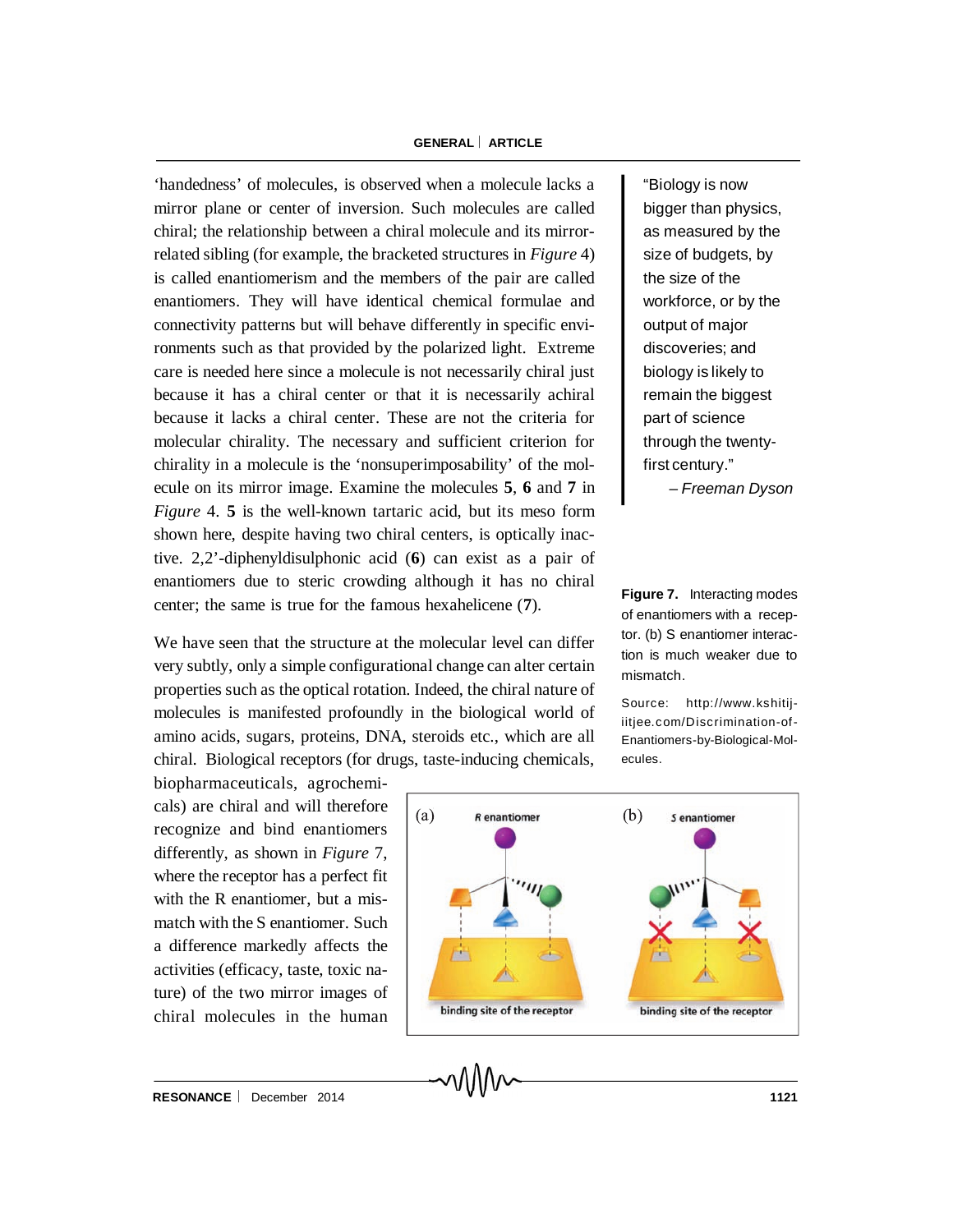'handedness' of molecules, is observed when a molecule lacks a mirror plane or center of inversion. Such molecules are called chiral; the relationship between a chiral molecule and its mirror-related sibling (for example, the bracketed structures in *Figure* 4) is called enantiomerism and the members of the pair are called enantiomers. They will have identical chemical formulae and connectivity patterns but will behave differently in specific environments such as that provided by the polarized light. Extreme care is needed here since a molecule is not necessarily chiral just because it has a chiral center or that it is necessarily achiral because it lacks a chiral center. These are not the criteria for molecular chirality. The necessary and sufficient criterion for chirality in a molecule is the 'nonsuperimposability' of the molecule on its mirror image. Examine the molecules **5**, **6** and **7** in *Figure* 4. **5** is the well-known tartaric acid, but its meso form shown here, despite having two chiral centers, is optically inactive. 2,2'-diphenyldisulphonic acid (**6**) can exist as a pair of enantiomers due to steric crowding although it has no chiral center; the same is true for the famous hexahelicene (**7**).

> "Biology is now bigger than physics, as measured by the size of budgets, by the size of the workforce, or by the output of major discoveries; and biology is likely to remain the biggest part of science through the twenty-first century."
>
> – *Freeman Dyson*

We have seen that the structure at the molecular level can differ very subtly, only a simple configurational change can alter certain properties such as the optical rotation. Indeed, the chiral nature of molecules is manifested profoundly in the biological world of amino acids, sugars, proteins, DNA, steroids etc., which are all chiral. Biological receptors (for drugs, taste-inducing chemicals, biopharmaceuticals, agrochemicals) are chiral and will therefore recognize and bind enantiomers differently, as shown in *Figure* 7, where the receptor has a perfect fit with the R enantiomer, but a mismatch with the S enantiomer. Such a difference markedly affects the activities (efficacy, taste, toxic nature) of the two mirror images of chiral molecules in the human

**Figure 7.** Interacting modes of enantiomers with a receptor. (b) S enantiomer interaction is much weaker due to mismatch.

Source: http://www.kshitij-iitjee.com/Discrimination-of-Enantiomers-by-Biological-Molecules.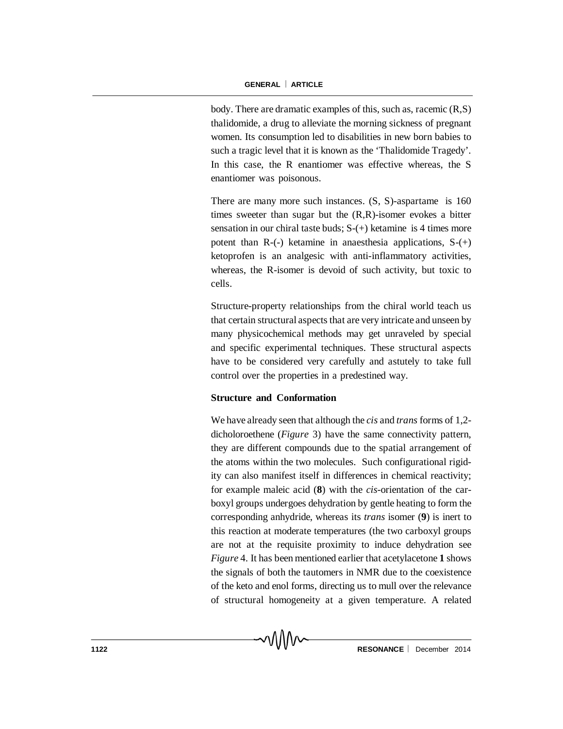body. There are dramatic examples of this, such as, racemic (R,S) thalidomide, a drug to alleviate the morning sickness of pregnant women. Its consumption led to disabilities in new born babies to such a tragic level that it is known as the 'Thalidomide Tragedy'. In this case, the R enantiomer was effective whereas, the S enantiomer was poisonous.

There are many more such instances. (S, S)-aspartame is 160 times sweeter than sugar but the (R,R)-isomer evokes a bitter sensation in our chiral taste buds; S-(+) ketamine is 4 times more potent than R-(-) ketamine in anaesthesia applications, S-(+) ketoprofen is an analgesic with anti-inflammatory activities, whereas, the R-isomer is devoid of such activity, but toxic to cells.

Structure-property relationships from the chiral world teach us that certain structural aspects that are very intricate and unseen by many physicochemical methods may get unraveled by special and specific experimental techniques. These structural aspects have to be considered very carefully and astutely to take full control over the properties in a predestined way.

### Structure and Conformation

We have already seen that although the *cis* and *trans* forms of 1,2-dicholoroethene (*Figure* 3) have the same connectivity pattern, they are different compounds due to the spatial arrangement of the atoms within the two molecules. Such configurational rigidity can also manifest itself in differences in chemical reactivity; for example maleic acid (**8**) with the *cis*-orientation of the carboxyl groups undergoes dehydration by gentle heating to form the corresponding anhydride, whereas its *trans* isomer (**9**) is inert to this reaction at moderate temperatures (the two carboxyl groups are not at the requisite proximity to induce dehydration see *Figure* 4. It has been mentioned earlier that acetylacetone **1** shows the signals of both the tautomers in NMR due to the coexistence of the keto and enol forms, directing us to mull over the relevance of structural homogeneity at a given temperature. A related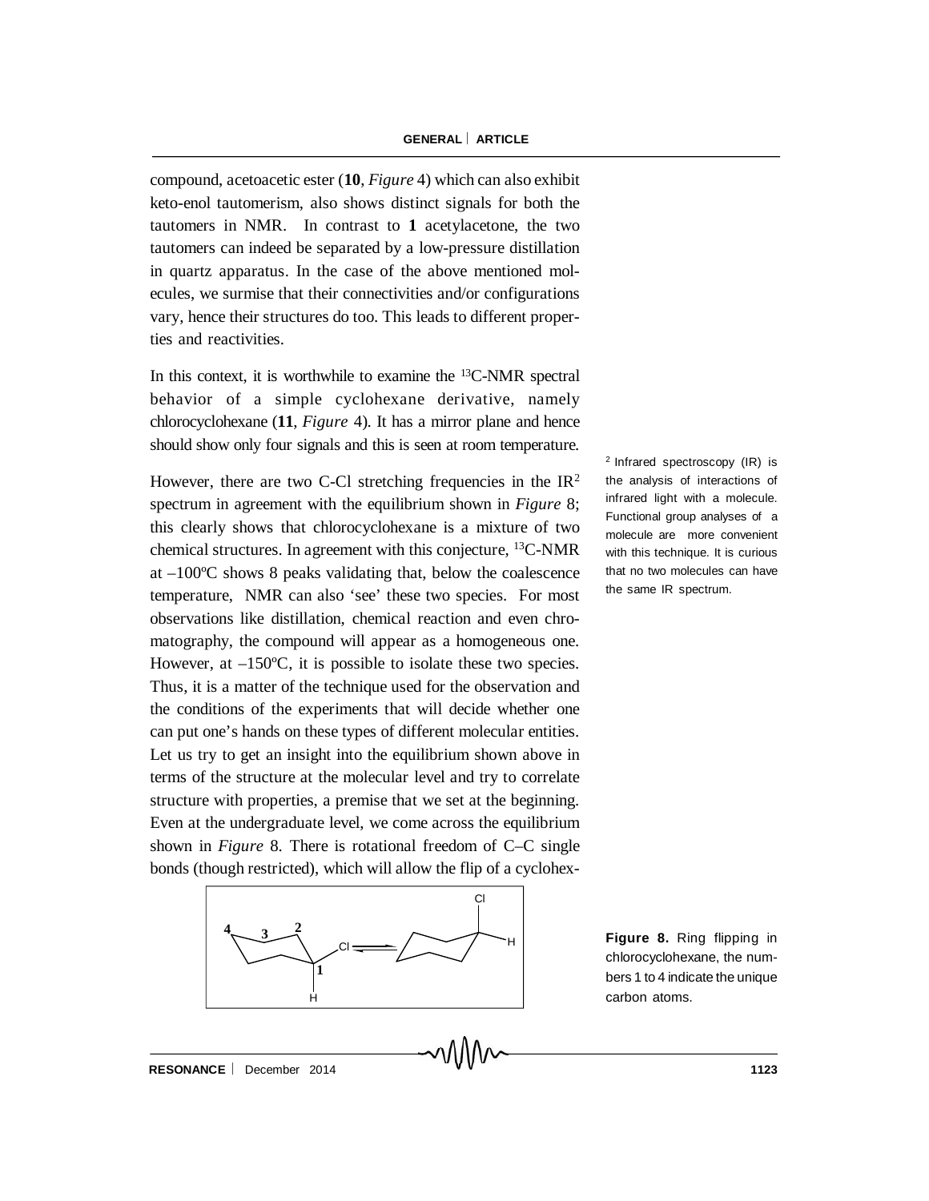compound, acetoacetic ester (**10**, *Figure* 4) which can also exhibit keto-enol tautomerism, also shows distinct signals for both the tautomers in NMR. In contrast to **1** acetylacetone, the two tautomers can indeed be separated by a low-pressure distillation in quartz apparatus. In the case of the above mentioned molecules, we surmise that their connectivities and/or configurations vary, hence their structures do too. This leads to different properties and reactivities.

In this context, it is worthwhile to examine the $^{13}$C-NMR spectral behavior of a simple cyclohexane derivative, namely chlorocyclohexane (**11**, *Figure* 4). It has a mirror plane and hence should show only four signals and this is seen at room temperature.

However, there are two C-Cl stretching frequencies in the IR[2] spectrum in agreement with the equilibrium shown in *Figure* 8; this clearly shows that chlorocyclohexane is a mixture of two chemical structures. In agreement with this conjecture, $^{13}$C-NMR at –100ºC shows 8 peaks validating that, below the coalescence temperature, NMR can also 'see' these two species. For most observations like distillation, chemical reaction and even chromatography, the compound will appear as a homogeneous one. However, at –150ºC, it is possible to isolate these two species. Thus, it is a matter of the technique used for the observation and the conditions of the experiments that will decide whether one can put one's hands on these types of different molecular entities. Let us try to get an insight into the equilibrium shown above in terms of the structure at the molecular level and try to correlate structure with properties, a premise that we set at the beginning. Even at the undergraduate level, we come across the equilibrium shown in *Figure* 8. There is rotational freedom of C–C single bonds (though restricted), which will allow the flip of a cyclohex-

[2] Infrared spectroscopy (IR) is the analysis of interactions of infrared light with a molecule. Functional group analyses of a molecule are more convenient with this technique. It is curious that no two molecules can have the same IR spectrum.

**Figure 8.** Ring flipping in chlorocyclohexane, the numbers 1 to 4 indicate the unique carbon atoms.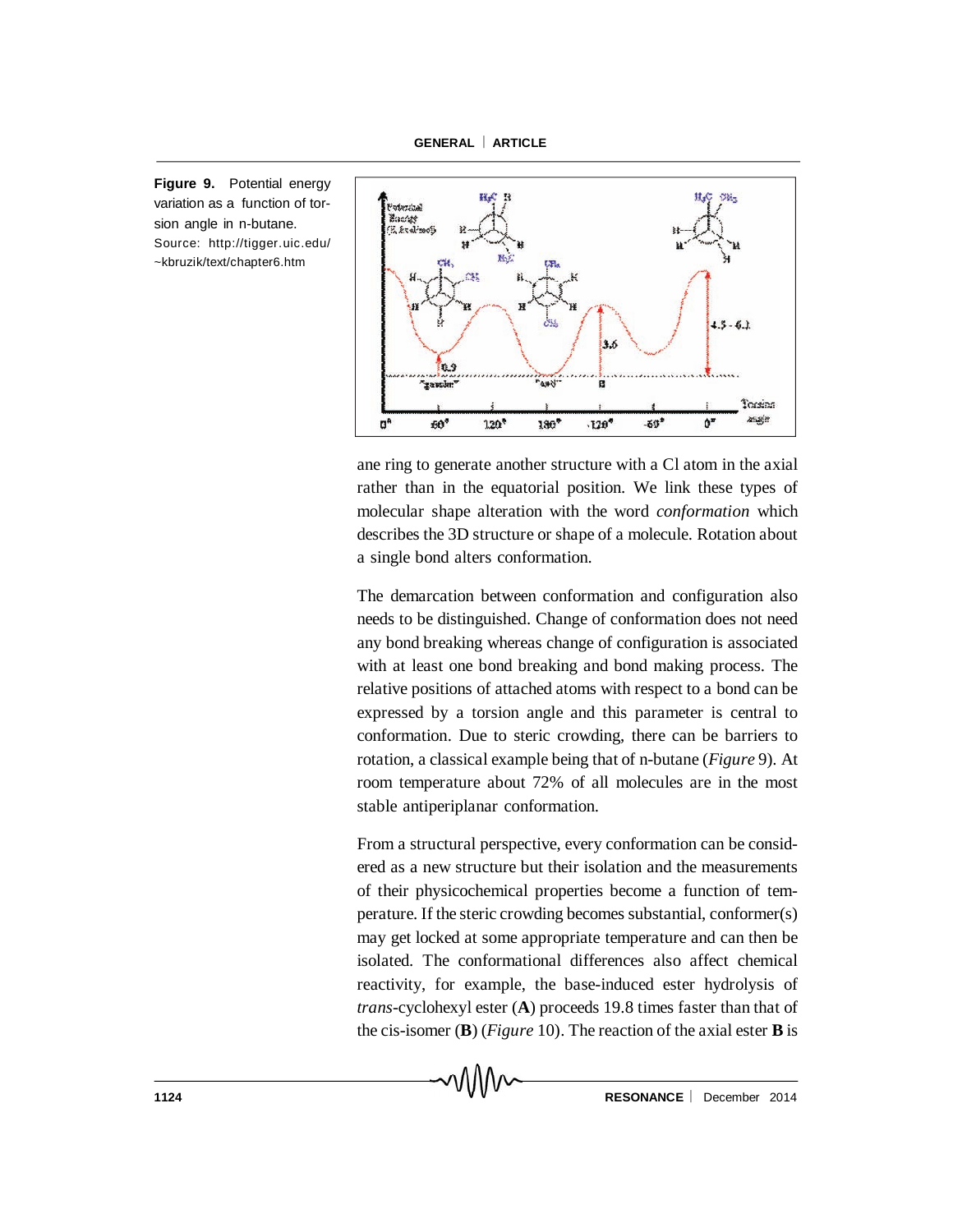**Figure 9.** Potential energy variation as a function of torsion angle in n-butane.
Source: http://tigger.uic.edu/~kbruzik/text/chapter6.htm

ane ring to generate another structure with a Cl atom in the axial rather than in the equatorial position. We link these types of molecular shape alteration with the word *conformation* which describes the 3D structure or shape of a molecule. Rotation about a single bond alters conformation.

The demarcation between conformation and configuration also needs to be distinguished. Change of conformation does not need any bond breaking whereas change of configuration is associated with at least one bond breaking and bond making process. The relative positions of attached atoms with respect to a bond can be expressed by a torsion angle and this parameter is central to conformation. Due to steric crowding, there can be barriers to rotation, a classical example being that of n-butane (*Figure* 9). At room temperature about 72% of all molecules are in the most stable antiperiplanar conformation.

From a structural perspective, every conformation can be considered as a new structure but their isolation and the measurements of their physicochemical properties become a function of temperature. If the steric crowding becomes substantial, conformer(s) may get locked at some appropriate temperature and can then be isolated. The conformational differences also affect chemical reactivity, for example, the base-induced ester hydrolysis of *trans*-cyclohexyl ester (**A**) proceeds 19.8 times faster than that of the cis-isomer (**B**) (*Figure* 10). The reaction of the axial ester **B** is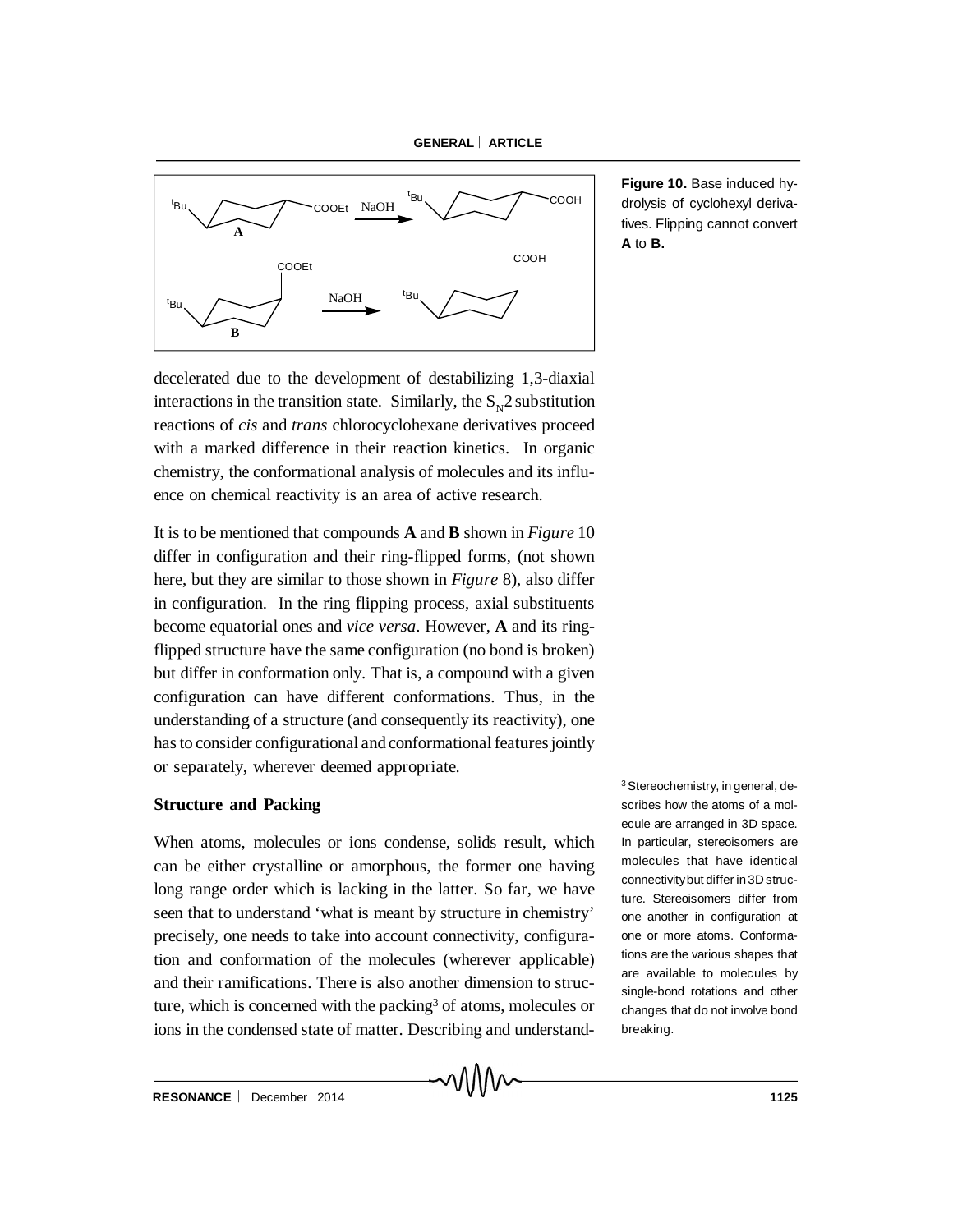**Figure 10.** Base induced hydrolysis of cyclohexyl derivatives. Flipping cannot convert **A** to **B.**

decelerated due to the development of destabilizing 1,3-diaxial interactions in the transition state. Similarly, the $S_N2$ substitution reactions of *cis* and *trans* chlorocyclohexane derivatives proceed with a marked difference in their reaction kinetics. In organic chemistry, the conformational analysis of molecules and its influence on chemical reactivity is an area of active research.

It is to be mentioned that compounds **A** and **B** shown in *Figure* 10 differ in configuration and their ring-flipped forms, (not shown here, but they are similar to those shown in *Figure* 8), also differ in configuration. In the ring flipping process, axial substituents become equatorial ones and *vice versa*. However, **A** and its ring-flipped structure have the same configuration (no bond is broken) but differ in conformation only. That is, a compound with a given configuration can have different conformations. Thus, in the understanding of a structure (and consequently its reactivity), one has to consider configurational and conformational features jointly or separately, wherever deemed appropriate.

## Structure and Packing

When atoms, molecules or ions condense, solids result, which can be either crystalline or amorphous, the former one having long range order which is lacking in the latter. So far, we have seen that to understand 'what is meant by structure in chemistry' precisely, one needs to take into account connectivity, configuration and conformation of the molecules (wherever applicable) and their ramifications. There is also another dimension to structure, which is concerned with the packing[3] of atoms, molecules or ions in the condensed state of matter. Describing and understand-

[3] Stereochemistry, in general, describes how the atoms of a molecule are arranged in 3D space. In particular, stereoisomers are molecules that have identical connectivity but differ in 3D structure. Stereoisomers differ from one another in configuration at one or more atoms. Conformations are the various shapes that are available to molecules by single-bond rotations and other changes that do not involve bond breaking.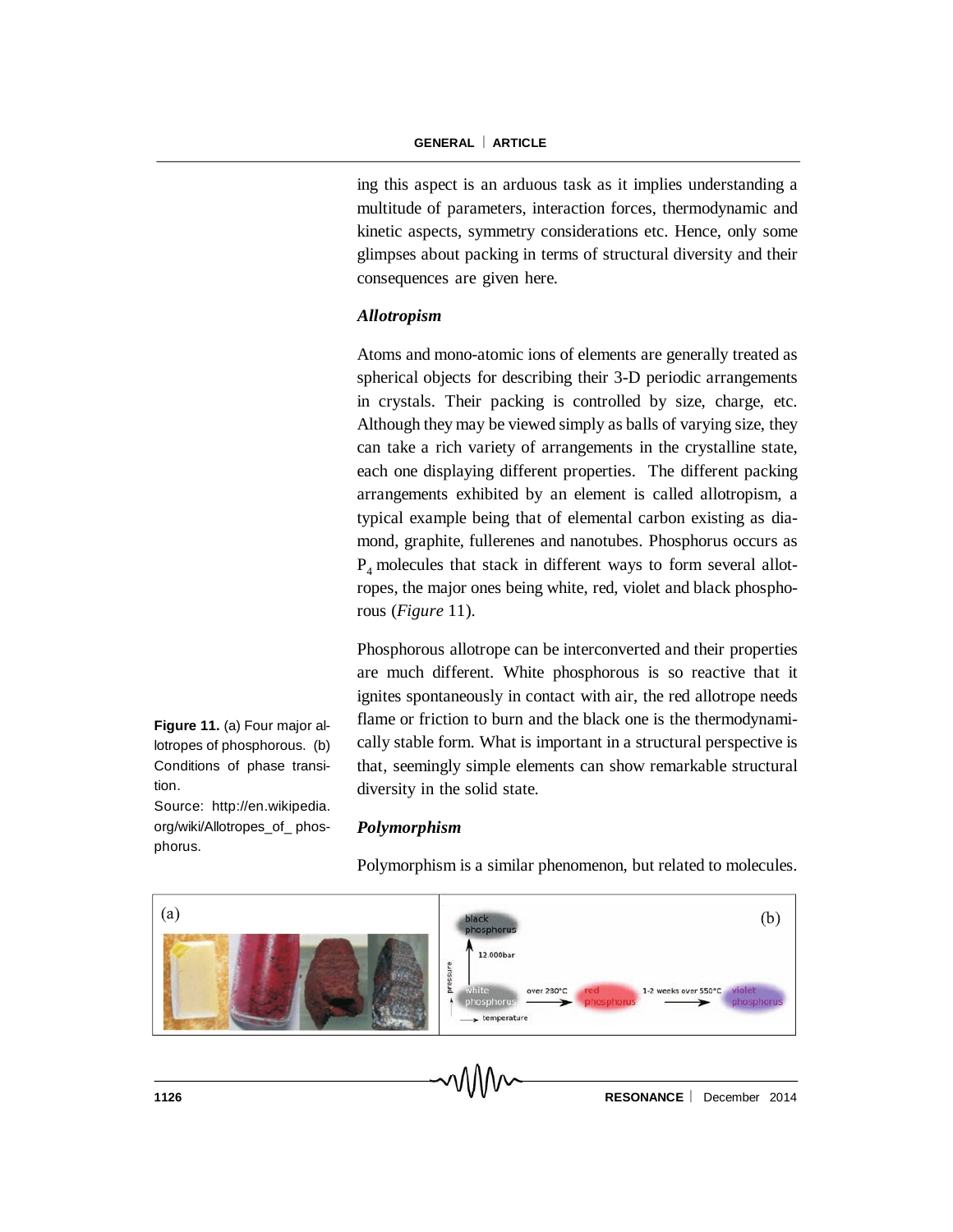ing this aspect is an arduous task as it implies understanding a multitude of parameters, interaction forces, thermodynamic and kinetic aspects, symmetry considerations etc. Hence, only some glimpses about packing in terms of structural diversity and their consequences are given here.

### *Allotropism*

Atoms and mono-atomic ions of elements are generally treated as spherical objects for describing their 3-D periodic arrangements in crystals. Their packing is controlled by size, charge, etc. Although they may be viewed simply as balls of varying size, they can take a rich variety of arrangements in the crystalline state, each one displaying different properties. The different packing arrangements exhibited by an element is called allotropism, a typical example being that of elemental carbon existing as diamond, graphite, fullerenes and nanotubes. Phosphorus occurs as $P_4$ molecules that stack in different ways to form several allotropes, the major ones being white, red, violet and black phosphorous (*Figure* 11).

Phosphorous allotrope can be interconverted and their properties are much different. White phosphorous is so reactive that it ignites spontaneously in contact with air, the red allotrope needs flame or friction to burn and the black one is the thermodynamically stable form. What is important in a structural perspective is that, seemingly simple elements can show remarkable structural diversity in the solid state.

**Figure 11.** (a) Four major allotropes of phosphorous. (b) Conditions of phase transition.
Source: http://en.wikipedia.org/wiki/Allotropes_of_ phosphorus.

### *Polymorphism*

Polymorphism is a similar phenomenon, but related to molecules.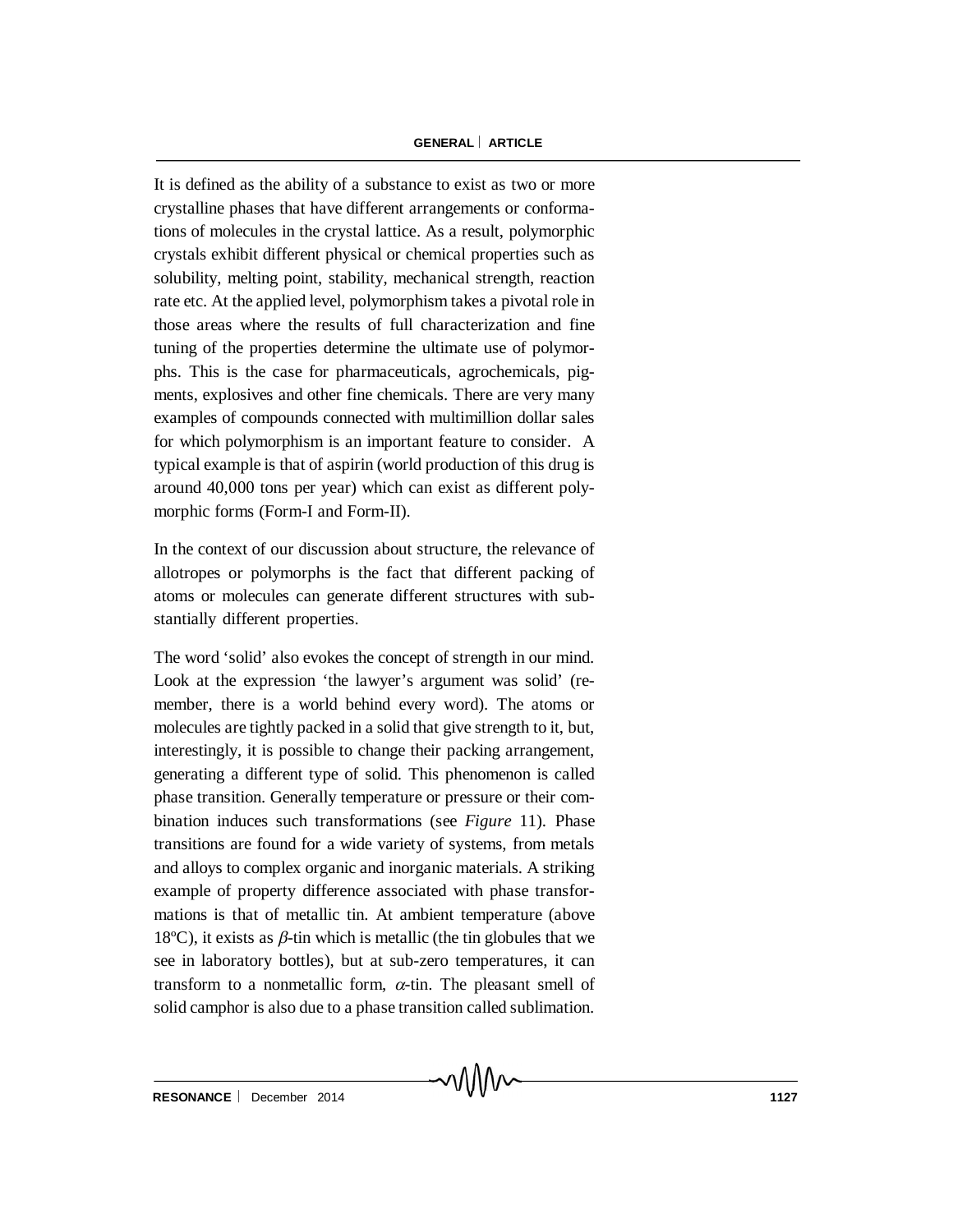It is defined as the ability of a substance to exist as two or more crystalline phases that have different arrangements or conformations of molecules in the crystal lattice. As a result, polymorphic crystals exhibit different physical or chemical properties such as solubility, melting point, stability, mechanical strength, reaction rate etc. At the applied level, polymorphism takes a pivotal role in those areas where the results of full characterization and fine tuning of the properties determine the ultimate use of polymorphs. This is the case for pharmaceuticals, agrochemicals, pigments, explosives and other fine chemicals. There are very many examples of compounds connected with multimillion dollar sales for which polymorphism is an important feature to consider. A typical example is that of aspirin (world production of this drug is around 40,000 tons per year) which can exist as different polymorphic forms (Form-I and Form-II).

In the context of our discussion about structure, the relevance of allotropes or polymorphs is the fact that different packing of atoms or molecules can generate different structures with substantially different properties.

The word 'solid' also evokes the concept of strength in our mind. Look at the expression 'the lawyer's argument was solid' (remember, there is a world behind every word). The atoms or molecules are tightly packed in a solid that give strength to it, but, interestingly, it is possible to change their packing arrangement, generating a different type of solid. This phenomenon is called phase transition. Generally temperature or pressure or their combination induces such transformations (see *Figure* 11). Phase transitions are found for a wide variety of systems, from metals and alloys to complex organic and inorganic materials. A striking example of property difference associated with phase transformations is that of metallic tin. At ambient temperature (above 18$^{o}$C), it exists as $\beta$-tin which is metallic (the tin globules that we see in laboratory bottles), but at sub-zero temperatures, it can transform to a nonmetallic form, $\alpha$-tin. The pleasant smell of solid camphor is also due to a phase transition called sublimation.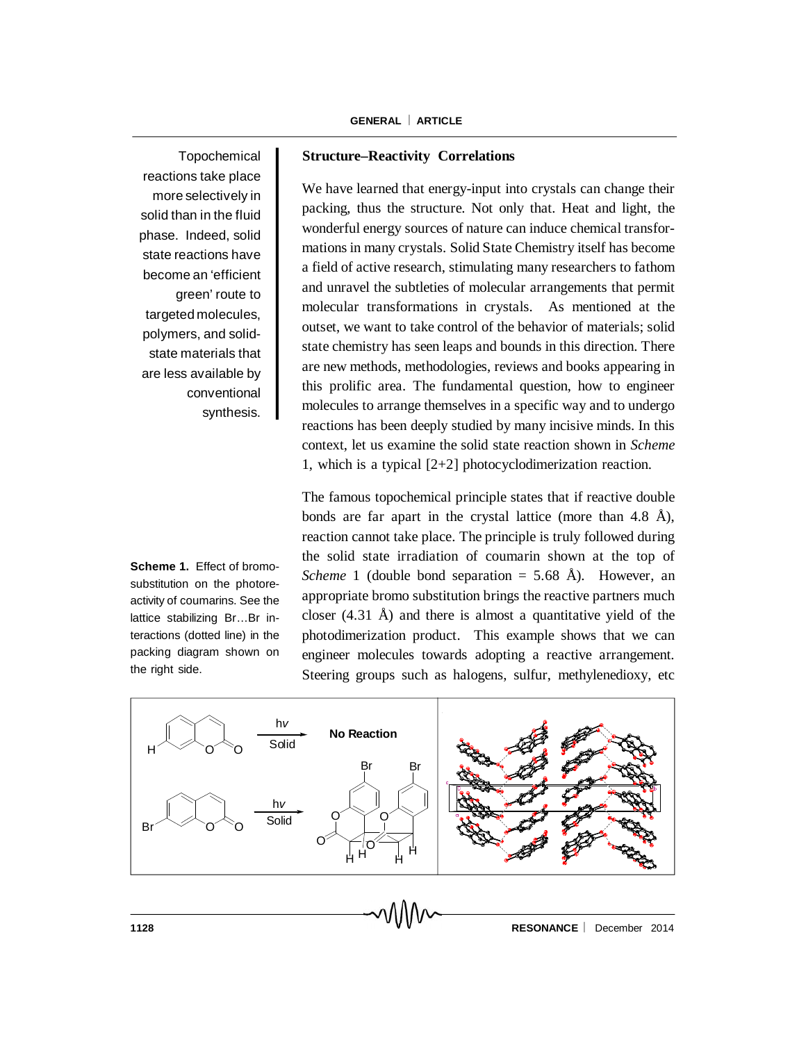Topochemical reactions take place more selectively in solid than in the fluid phase. Indeed, solid state reactions have become an 'efficient green' route to targeted molecules, polymers, and solid-state materials that are less available by conventional synthesis.

## Structure–Reactivity Correlations

We have learned that energy-input into crystals can change their packing, thus the structure. Not only that. Heat and light, the wonderful energy sources of nature can induce chemical transformations in many crystals. Solid State Chemistry itself has become a field of active research, stimulating many researchers to fathom and unravel the subtleties of molecular arrangements that permit molecular transformations in crystals. As mentioned at the outset, we want to take control of the behavior of materials; solid state chemistry has seen leaps and bounds in this direction. There are new methods, methodologies, reviews and books appearing in this prolific area. The fundamental question, how to engineer molecules to arrange themselves in a specific way and to undergo reactions has been deeply studied by many incisive minds. In this context, let us examine the solid state reaction shown in *Scheme* 1, which is a typical [2+2] photocyclodimerization reaction.

The famous topochemical principle states that if reactive double bonds are far apart in the crystal lattice (more than 4.8 Å), reaction cannot take place. The principle is truly followed during the solid state irradiation of coumarin shown at the top of *Scheme* 1 (double bond separation = 5.68 Å). However, an appropriate bromo substitution brings the reactive partners much closer (4.31 Å) and there is almost a quantitative yield of the photodimerization product. This example shows that we can engineer molecules towards adopting a reactive arrangement. Steering groups such as halogens, sulfur, methylenedioxy, etc

**Scheme 1.** Effect of bromo-substitution on the photoreactivity of coumarins. See the lattice stabilizing Br…Br interactions (dotted line) in the packing diagram shown on the right side.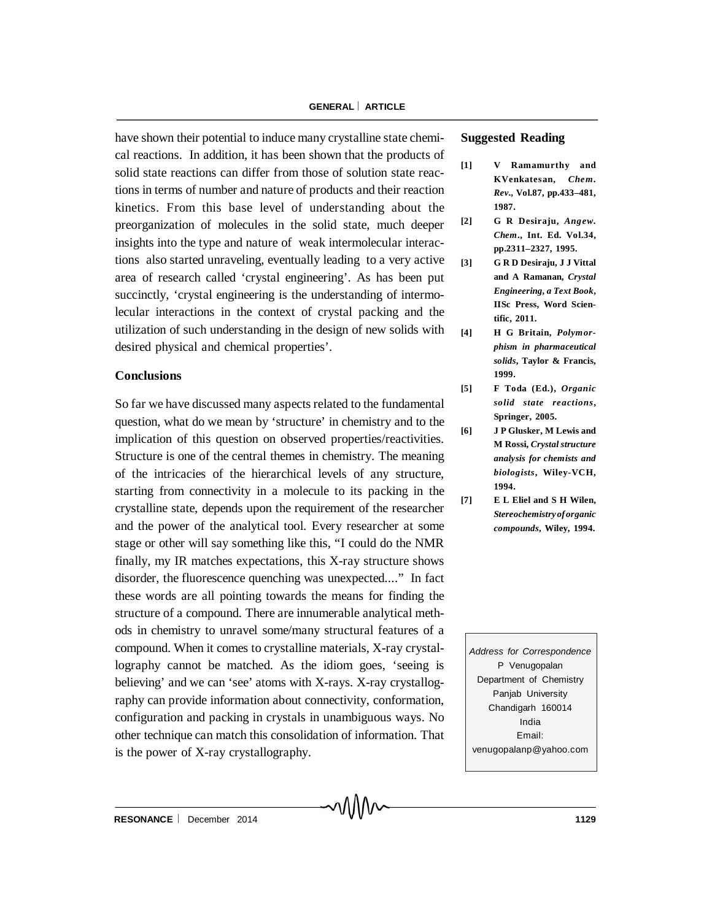have shown their potential to induce many crystalline state chemical reactions. In addition, it has been shown that the products of solid state reactions can differ from those of solution state reactions in terms of number and nature of products and their reaction kinetics. From this base level of understanding about the preorganization of molecules in the solid state, much deeper insights into the type and nature of weak intermolecular interactions also started unraveling, eventually leading to a very active area of research called 'crystal engineering'. As has been put succinctly, 'crystal engineering is the understanding of intermolecular interactions in the context of crystal packing and the utilization of such understanding in the design of new solids with desired physical and chemical properties'.

## Conclusions

So far we have discussed many aspects related to the fundamental question, what do we mean by 'structure' in chemistry and to the implication of this question on observed properties/reactivities. Structure is one of the central themes in chemistry. The meaning of the intricacies of the hierarchical levels of any structure, starting from connectivity in a molecule to its packing in the crystalline state, depends upon the requirement of the researcher and the power of the analytical tool. Every researcher at some stage or other will say something like this, "I could do the NMR finally, my IR matches expectations, this X-ray structure shows disorder, the fluorescence quenching was unexpected...." In fact these words are all pointing towards the means for finding the structure of a compound. There are innumerable analytical methods in chemistry to unravel some/many structural features of a compound. When it comes to crystalline materials, X-ray crystallography cannot be matched. As the idiom goes, 'seeing is believing' and we can 'see' atoms with X-rays. X-ray crystallography can provide information about connectivity, conformation, configuration and packing in crystals in unambiguous ways. No other technique can match this consolidation of information. That is the power of X-ray crystallography.

## Suggested Reading

[1] **V Ramamurthy and KVenkatesan, *Chem. Rev.*, Vol.87, pp.433–481, 1987.**

[2] **G R Desiraju, *Angew. Chem.*, Int. Ed. Vol.34, pp.2311–2327, 1995.**

[3] **G R D Desiraju, J J Vittal and A Ramanan, *Crystal Engineering, a Text Book*, IISc Press, Word Scientific, 2011.**

[4] **H G Britain, *Polymorphism in pharmaceutical solids*, Taylor & Francis, 1999.**

[5] **F Toda (Ed.), *Organic solid state reactions*, Springer, 2005.**

[6] **J P Glusker, M Lewis and M Rossi, *Crystal structure analysis for chemists and biologists*, Wiley-VCH, 1994.**

[7] **E L Eliel and S H Wilen, *Stereochemistry of organic compounds*, Wiley, 1994.**

*Address for Correspondence*
P Venugopalan
Department of Chemistry
Panjab University
Chandigarh 160014
India
Email:
venugopalanp@yahoo.com